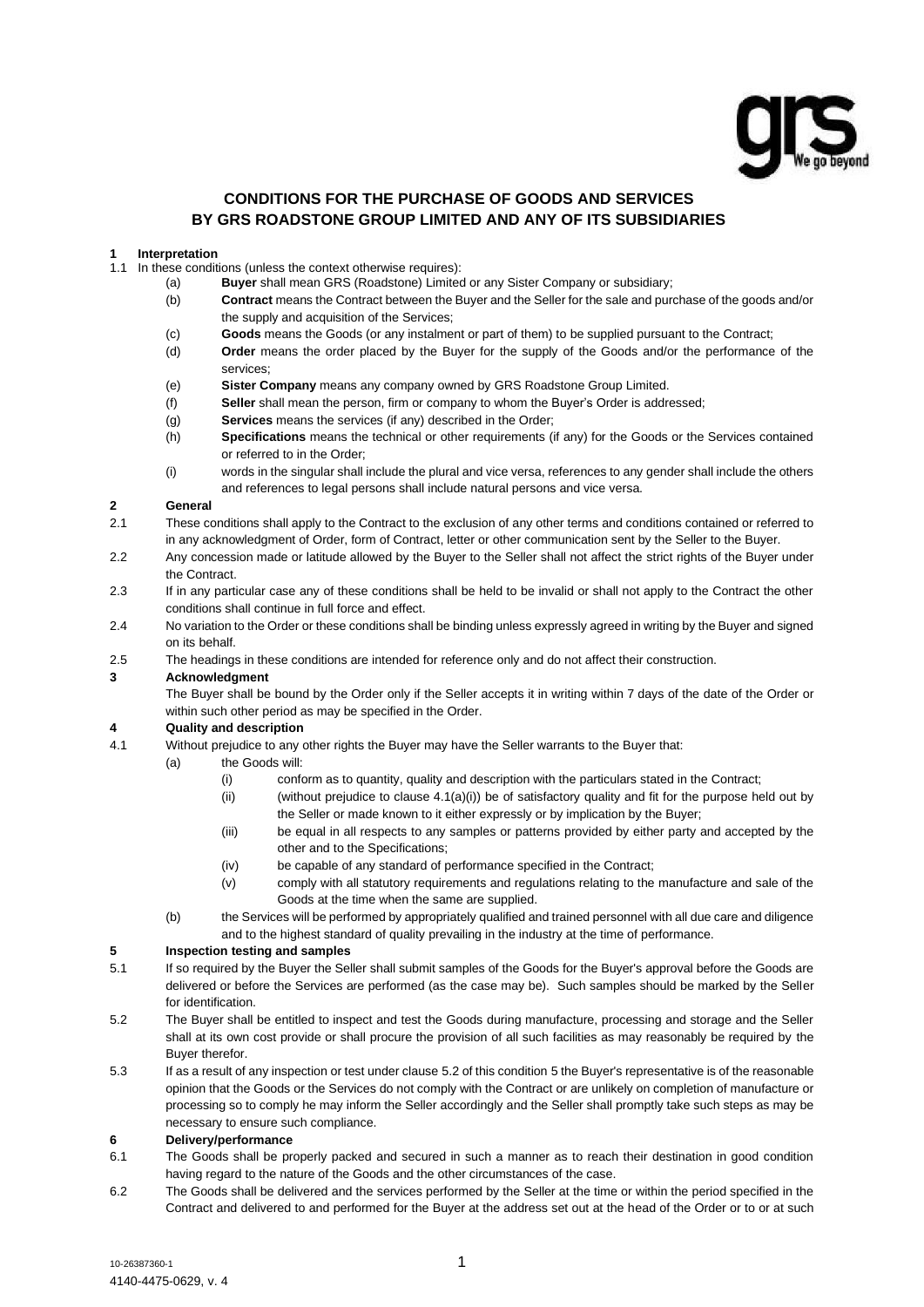# CONDITIONS FOR THE PURCHASE OF GOODS AND SERVICES BY GRS ROADSTONE GROUP LIMITED AND ANY OF ITS SUBSIDIARIES

**1 Interpretation**

1.1 In these conditions (unless the context otherwise requires):

(a) **Buyer** shall mean GRS (Roadstone) Limited or any Sister Company or subsidiary;

(b) **Contract** means the Contract between the Buyer and the Seller for the sale and purchase of the goods and/or the supply and acquisition of the Services;

(c) **Goods** means the Goods (or any instalment or part of them) to be supplied pursuant to the Contract;

(d) **Order** means the order placed by the Buyer for the supply of the Goods and/or the performance of the services;

(e) **Sister Company** means any company owned by GRS Roadstone Group Limited.

(f) **Seller** shall mean the person, firm or company to whom the Buyer's Order is addressed;

(g) **Services** means the services (if any) described in the Order;

(h) **Specifications** means the technical or other requirements (if any) for the Goods or the Services contained or referred to in the Order;

(i) words in the singular shall include the plural and vice versa, references to any gender shall include the others and references to legal persons shall include natural persons and vice versa.

**2 General**

2.1 These conditions shall apply to the Contract to the exclusion of any other terms and conditions contained or referred to in any acknowledgment of Order, form of Contract, letter or other communication sent by the Seller to the Buyer.

2.2 Any concession made or latitude allowed by the Buyer to the Seller shall not affect the strict rights of the Buyer under the Contract.

2.3 If in any particular case any of these conditions shall be held to be invalid or shall not apply to the Contract the other conditions shall continue in full force and effect.

2.4 No variation to the Order or these conditions shall be binding unless expressly agreed in writing by the Buyer and signed on its behalf.

2.5 The headings in these conditions are intended for reference only and do not affect their construction.

**3 Acknowledgment**

The Buyer shall be bound by the Order only if the Seller accepts it in writing within 7 days of the date of the Order or within such other period as may be specified in the Order.

**4 Quality and description**

4.1 Without prejudice to any other rights the Buyer may have the Seller warrants to the Buyer that:

(a) the Goods will:

(i) conform as to quantity, quality and description with the particulars stated in the Contract;

(ii) (without prejudice to clause 4.1(a)(i)) be of satisfactory quality and fit for the purpose held out by the Seller or made known to it either expressly or by implication by the Buyer;

(iii) be equal in all respects to any samples or patterns provided by either party and accepted by the other and to the Specifications;

(iv) be capable of any standard of performance specified in the Contract;

(v) comply with all statutory requirements and regulations relating to the manufacture and sale of the Goods at the time when the same are supplied.

(b) the Services will be performed by appropriately qualified and trained personnel with all due care and diligence and to the highest standard of quality prevailing in the industry at the time of performance.

**5 Inspection testing and samples**

5.1 If so required by the Buyer the Seller shall submit samples of the Goods for the Buyer's approval before the Goods are delivered or before the Services are performed (as the case may be). Such samples should be marked by the Seller for identification.

5.2 The Buyer shall be entitled to inspect and test the Goods during manufacture, processing and storage and the Seller shall at its own cost provide or shall procure the provision of all such facilities as may reasonably be required by the Buyer therefor.

5.3 If as a result of any inspection or test under clause 5.2 of this condition 5 the Buyer's representative is of the reasonable opinion that the Goods or the Services do not comply with the Contract or are unlikely on completion of manufacture or processing so to comply he may inform the Seller accordingly and the Seller shall promptly take such steps as may be necessary to ensure such compliance.

**6 Delivery/performance**

6.1 The Goods shall be properly packed and secured in such a manner as to reach their destination in good condition having regard to the nature of the Goods and the other circumstances of the case.

6.2 The Goods shall be delivered and the services performed by the Seller at the time or within the period specified in the Contract and delivered to and performed for the Buyer at the address set out at the head of the Order or to or at such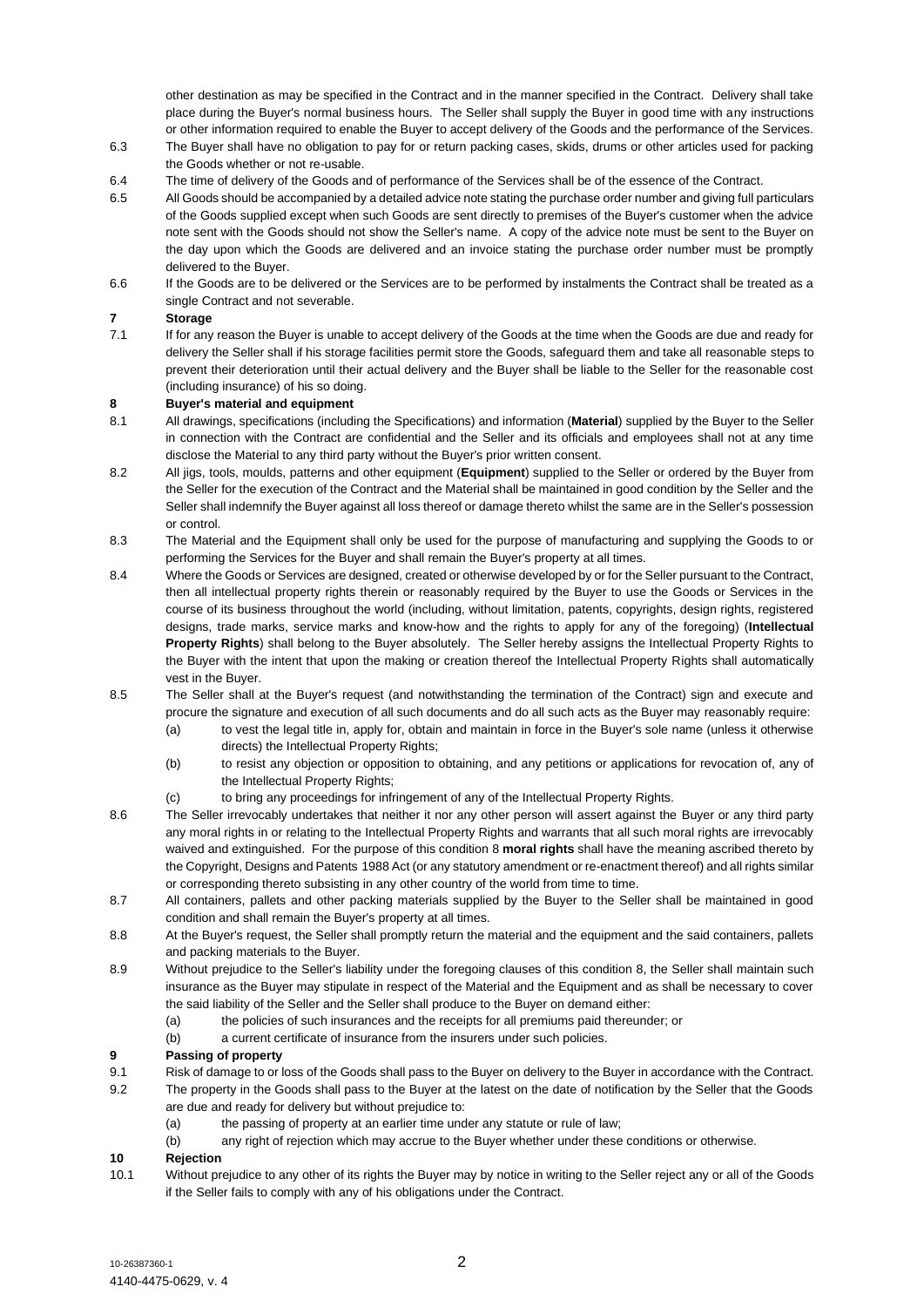other destination as may be specified in the Contract and in the manner specified in the Contract. Delivery shall take place during the Buyer's normal business hours. The Seller shall supply the Buyer in good time with any instructions or other information required to enable the Buyer to accept delivery of the Goods and the performance of the Services.

6.3 The Buyer shall have no obligation to pay for or return packing cases, skids, drums or other articles used for packing the Goods whether or not re-usable.

6.4 The time of delivery of the Goods and of performance of the Services shall be of the essence of the Contract.

6.5 All Goods should be accompanied by a detailed advice note stating the purchase order number and giving full particulars of the Goods supplied except when such Goods are sent directly to premises of the Buyer's customer when the advice note sent with the Goods should not show the Seller's name. A copy of the advice note must be sent to the Buyer on the day upon which the Goods are delivered and an invoice stating the purchase order number must be promptly delivered to the Buyer.

6.6 If the Goods are to be delivered or the Services are to be performed by instalments the Contract shall be treated as a single Contract and not severable.

**7 Storage**

7.1 If for any reason the Buyer is unable to accept delivery of the Goods at the time when the Goods are due and ready for delivery the Seller shall if his storage facilities permit store the Goods, safeguard them and take all reasonable steps to prevent their deterioration until their actual delivery and the Buyer shall be liable to the Seller for the reasonable cost (including insurance) of his so doing.

**8 Buyer's material and equipment**

8.1 All drawings, specifications (including the Specifications) and information (**Material**) supplied by the Buyer to the Seller in connection with the Contract are confidential and the Seller and its officials and employees shall not at any time disclose the Material to any third party without the Buyer's prior written consent.

8.2 All jigs, tools, moulds, patterns and other equipment (**Equipment**) supplied to the Seller or ordered by the Buyer from the Seller for the execution of the Contract and the Material shall be maintained in good condition by the Seller and the Seller shall indemnify the Buyer against all loss thereof or damage thereto whilst the same are in the Seller's possession or control.

8.3 The Material and the Equipment shall only be used for the purpose of manufacturing and supplying the Goods to or performing the Services for the Buyer and shall remain the Buyer's property at all times.

8.4 Where the Goods or Services are designed, created or otherwise developed by or for the Seller pursuant to the Contract, then all intellectual property rights therein or reasonably required by the Buyer to use the Goods or Services in the course of its business throughout the world (including, without limitation, patents, copyrights, design rights, registered designs, trade marks, service marks and know-how and the rights to apply for any of the foregoing) (**Intellectual Property Rights**) shall belong to the Buyer absolutely. The Seller hereby assigns the Intellectual Property Rights to the Buyer with the intent that upon the making or creation thereof the Intellectual Property Rights shall automatically vest in the Buyer.

8.5 The Seller shall at the Buyer's request (and notwithstanding the termination of the Contract) sign and execute and procure the signature and execution of all such documents and do all such acts as the Buyer may reasonably require:

(a) to vest the legal title in, apply for, obtain and maintain in force in the Buyer's sole name (unless it otherwise directs) the Intellectual Property Rights;

(b) to resist any objection or opposition to obtaining, and any petitions or applications for revocation of, any of the Intellectual Property Rights;

(c) to bring any proceedings for infringement of any of the Intellectual Property Rights.

8.6 The Seller irrevocably undertakes that neither it nor any other person will assert against the Buyer or any third party any moral rights in or relating to the Intellectual Property Rights and warrants that all such moral rights are irrevocably waived and extinguished. For the purpose of this condition 8 **moral rights** shall have the meaning ascribed thereto by the Copyright, Designs and Patents 1988 Act (or any statutory amendment or re-enactment thereof) and all rights similar or corresponding thereto subsisting in any other country of the world from time to time.

8.7 All containers, pallets and other packing materials supplied by the Buyer to the Seller shall be maintained in good condition and shall remain the Buyer's property at all times.

8.8 At the Buyer's request, the Seller shall promptly return the material and the equipment and the said containers, pallets and packing materials to the Buyer.

8.9 Without prejudice to the Seller's liability under the foregoing clauses of this condition 8, the Seller shall maintain such insurance as the Buyer may stipulate in respect of the Material and the Equipment and as shall be necessary to cover the said liability of the Seller and the Seller shall produce to the Buyer on demand either:

(a) the policies of such insurances and the receipts for all premiums paid thereunder; or

(b) a current certificate of insurance from the insurers under such policies.

**9 Passing of property**

9.1 Risk of damage to or loss of the Goods shall pass to the Buyer on delivery to the Buyer in accordance with the Contract.

9.2 The property in the Goods shall pass to the Buyer at the latest on the date of notification by the Seller that the Goods are due and ready for delivery but without prejudice to:

(a) the passing of property at an earlier time under any statute or rule of law;

(b) any right of rejection which may accrue to the Buyer whether under these conditions or otherwise.

**10 Rejection**

10.1 Without prejudice to any other of its rights the Buyer may by notice in writing to the Seller reject any or all of the Goods if the Seller fails to comply with any of his obligations under the Contract.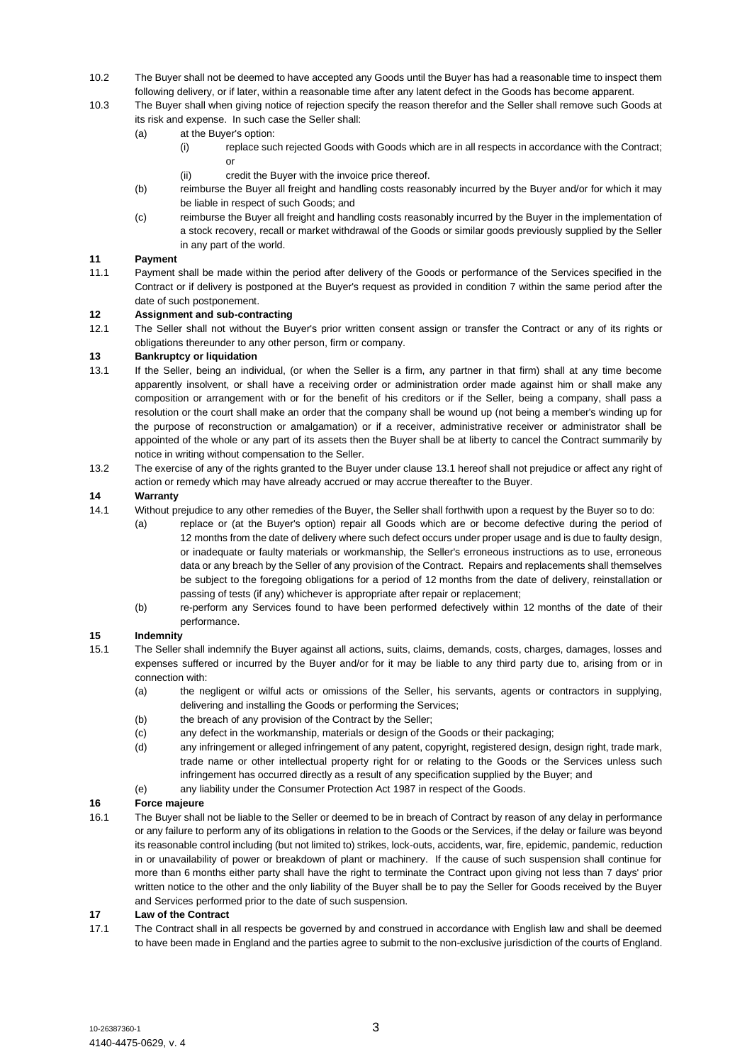10.2 The Buyer shall not be deemed to have accepted any Goods until the Buyer has had a reasonable time to inspect them following delivery, or if later, within a reasonable time after any latent defect in the Goods has become apparent.

10.3 The Buyer shall when giving notice of rejection specify the reason therefor and the Seller shall remove such Goods at its risk and expense. In such case the Seller shall:

(a) at the Buyer's option:

(i) replace such rejected Goods with Goods which are in all respects in accordance with the Contract; or

(ii) credit the Buyer with the invoice price thereof.

(b) reimburse the Buyer all freight and handling costs reasonably incurred by the Buyer and/or for which it may be liable in respect of such Goods; and

(c) reimburse the Buyer all freight and handling costs reasonably incurred by the Buyer in the implementation of a stock recovery, recall or market withdrawal of the Goods or similar goods previously supplied by the Seller in any part of the world.

**11 Payment**

11.1 Payment shall be made within the period after delivery of the Goods or performance of the Services specified in the Contract or if delivery is postponed at the Buyer's request as provided in condition 7 within the same period after the date of such postponement.

**12 Assignment and sub-contracting**

12.1 The Seller shall not without the Buyer's prior written consent assign or transfer the Contract or any of its rights or obligations thereunder to any other person, firm or company.

**13 Bankruptcy or liquidation**

13.1 If the Seller, being an individual, (or when the Seller is a firm, any partner in that firm) shall at any time become apparently insolvent, or shall have a receiving order or administration order made against him or shall make any composition or arrangement with or for the benefit of his creditors or if the Seller, being a company, shall pass a resolution or the court shall make an order that the company shall be wound up (not being a member's winding up for the purpose of reconstruction or amalgamation) or if a receiver, administrative receiver or administrator shall be appointed of the whole or any part of its assets then the Buyer shall be at liberty to cancel the Contract summarily by notice in writing without compensation to the Seller.

13.2 The exercise of any of the rights granted to the Buyer under clause 13.1 hereof shall not prejudice or affect any right of action or remedy which may have already accrued or may accrue thereafter to the Buyer.

**14 Warranty**

14.1 Without prejudice to any other remedies of the Buyer, the Seller shall forthwith upon a request by the Buyer so to do:

(a) replace or (at the Buyer's option) repair all Goods which are or become defective during the period of 12 months from the date of delivery where such defect occurs under proper usage and is due to faulty design, or inadequate or faulty materials or workmanship, the Seller's erroneous instructions as to use, erroneous data or any breach by the Seller of any provision of the Contract. Repairs and replacements shall themselves be subject to the foregoing obligations for a period of 12 months from the date of delivery, reinstallation or passing of tests (if any) whichever is appropriate after repair or replacement;

(b) re-perform any Services found to have been performed defectively within 12 months of the date of their performance.

**15 Indemnity**

15.1 The Seller shall indemnify the Buyer against all actions, suits, claims, demands, costs, charges, damages, losses and expenses suffered or incurred by the Buyer and/or for it may be liable to any third party due to, arising from or in connection with:

(a) the negligent or wilful acts or omissions of the Seller, his servants, agents or contractors in supplying, delivering and installing the Goods or performing the Services;

(b) the breach of any provision of the Contract by the Seller;

(c) any defect in the workmanship, materials or design of the Goods or their packaging;

(d) any infringement or alleged infringement of any patent, copyright, registered design, design right, trade mark, trade name or other intellectual property right for or relating to the Goods or the Services unless such infringement has occurred directly as a result of any specification supplied by the Buyer; and

(e) any liability under the Consumer Protection Act 1987 in respect of the Goods.

**16 Force majeure**

16.1 The Buyer shall not be liable to the Seller or deemed to be in breach of Contract by reason of any delay in performance or any failure to perform any of its obligations in relation to the Goods or the Services, if the delay or failure was beyond its reasonable control including (but not limited to) strikes, lock-outs, accidents, war, fire, epidemic, pandemic, reduction in or unavailability of power or breakdown of plant or machinery. If the cause of such suspension shall continue for more than 6 months either party shall have the right to terminate the Contract upon giving not less than 7 days' prior written notice to the other and the only liability of the Buyer shall be to pay the Seller for Goods received by the Buyer and Services performed prior to the date of such suspension.

**17 Law of the Contract**

17.1 The Contract shall in all respects be governed by and construed in accordance with English law and shall be deemed to have been made in England and the parties agree to submit to the non-exclusive jurisdiction of the courts of England.

10-26387360-1
4140-4475-0629, v. 4